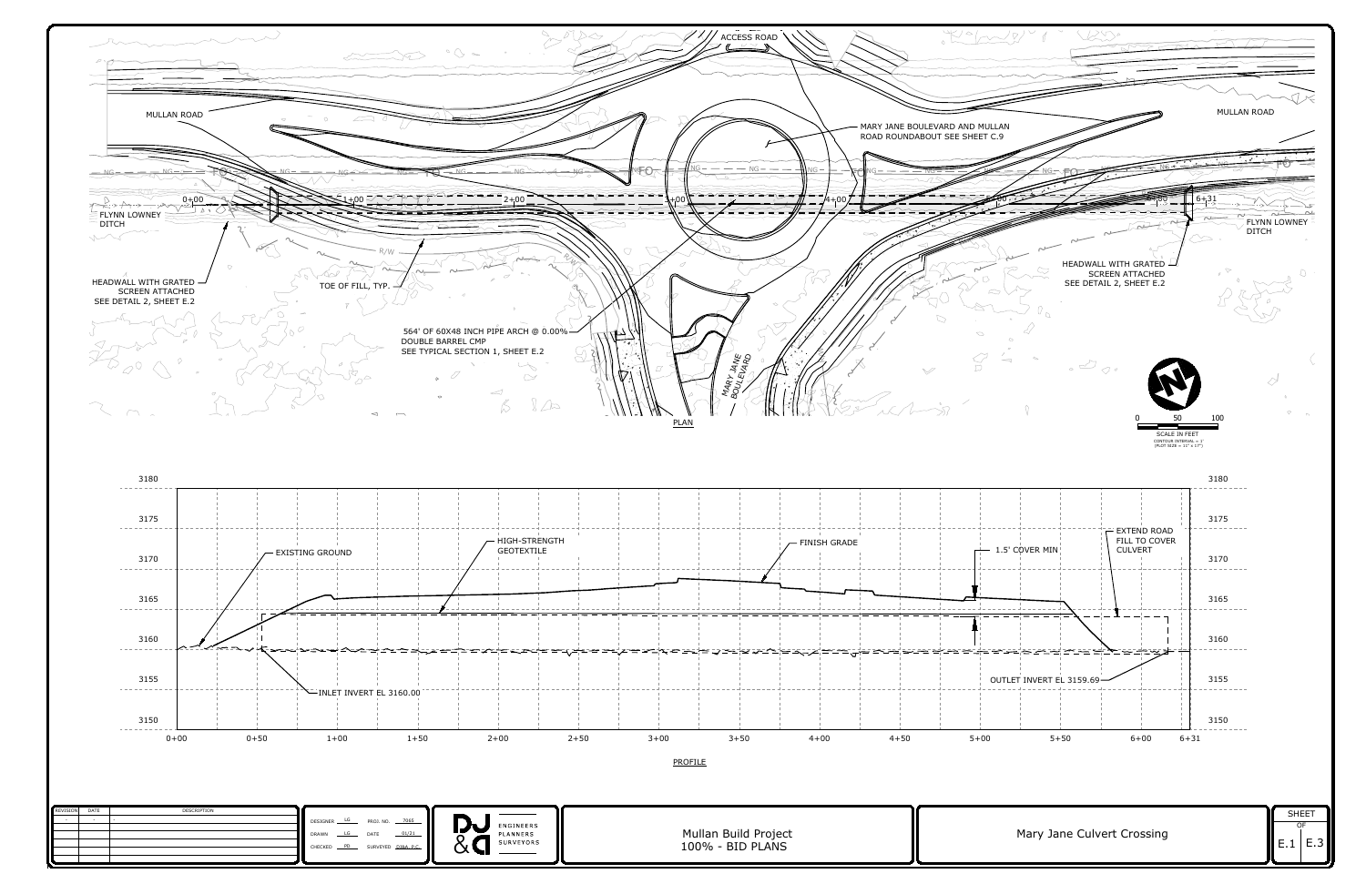# PLAN

ACCESS ROAD

MULLAN ROAD

MULLAN ROAD

MARY JANE BOULEVARD AND MULLAN ROAD ROUNDABOUT SEE SHEET C.9

FLYNN LOWNEY DITCH

FLYNN LOWNEY DITCH

HEADWALL WITH GRATED SCREEN ATTACHED SEE DETAIL 2, SHEET E.2

HEADWALL WITH GRATED SCREEN ATTACHED SEE DETAIL 2, SHEET E.2

TOE OF FILL, TYP.

564' OF 60X48 INCH PIPE ARCH @ 0.00% DOUBLE BARREL CMP SEE TYPICAL SECTION 1, SHEET E.2

MARY JANE BOULEVARD

Stations: 0+00, 1+00, 2+00, 3+00, 4+00, 5+00, 6+00, 6+31

SCALE IN FEET: 0, 50, 100

CONTOUR INTERVAL = 1'
(PLOT SIZE = 11" x 17")

# PROFILE

EXISTING GROUND

HIGH-STRENGTH GEOTEXTILE

FINISH GRADE

1.5' COVER MIN

EXTEND ROAD FILL TO COVER CULVERT

INLET INVERT EL 3160.00

OUTLET INVERT EL 3159.69

Elevations: 3150, 3155, 3160, 3165, 3170, 3175, 3180

Stations: 0+00, 0+50, 1+00, 1+50, 2+00, 2+50, 3+00, 3+50, 4+00, 4+50, 5+00, 5+50, 6+00, 6+31

| REVISION | DATE | DESCRIPTION |
|---|---|---|
| - | - | - |

| | | | |
|---|---|---|---|
| DESIGNER | LG | PROJ. NO. | 7065 |
| DRAWN | LG | DATE | 01/21 |
| CHECKED | PD | SURVEYED | DJ&A, P.C. |

DJ&A ENGINEERS PLANNERS SURVEYORS

Mullan Build Project
100% - BID PLANS

Mary Jane Culvert Crossing

SHEET E.1 OF E.3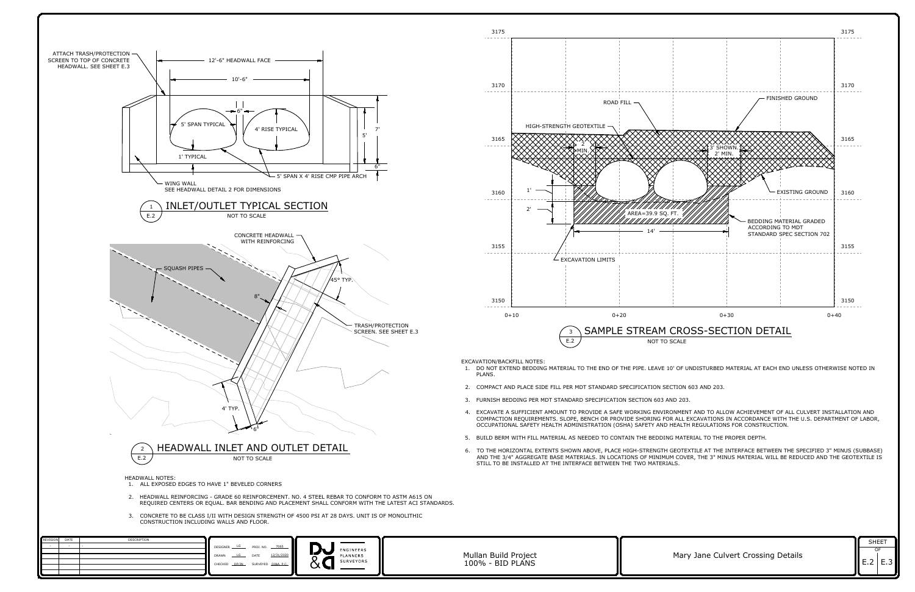ATTACH TRASH/PROTECTION SCREEN TO TOP OF CONCRETE HEADWALL. SEE SHEET E.3

12'-6" HEADWALL FACE

10'-6"

6"

5' SPAN TYPICAL

4' RISE TYPICAL

7'

5'

1' TYPICAL

6"

5' SPAN X 4' RISE CMP PIPE ARCH

WING WALL
SEE HEADWALL DETAIL 2 FOR DIMENSIONS

## 1 E.2 INLET/OUTLET TYPICAL SECTION

NOT TO SCALE

CONCRETE HEADWALL WITH REINFORCING

SQUASH PIPES

45° TYP.

8"

TRASH/PROTECTION SCREEN. SEE SHEET E.3

4' TYP.

6"

## 2 E.2 HEADWALL INLET AND OUTLET DETAIL

NOT TO SCALE

HEADWALL NOTES:

1. ALL EXPOSED EDGES TO HAVE 1" BEVELED CORNERS
2. HEADWALL REINFORCING - GRADE 60 REINFORCEMENT. NO. 4 STEEL REBAR TO CONFORM TO ASTM A615 ON REQUIRED CENTERS OR EQUAL. BAR BENDING AND PLACEMENT SHALL CONFORM WITH THE LATEST ACI STANDARDS.
3. CONCRETE TO BE CLASS I/II WITH DESIGN STRENGTH OF 4500 PSI AT 28 DAYS. UNIT IS OF MONOLITHIC CONSTRUCTION INCLUDING WALLS AND FLOOR.

3175 3170 3165 3160 3155 3150

0+10 0+20 0+30 0+40

ROAD FILL

FINISHED GROUND

HIGH-STRENGTH GEOTEXTILE

2' MIN.

3' SHOWN. 2' MIN.

EXISTING GROUND

1'

2'

AREA=39.9 SQ. FT.

14'

BEDDING MATERIAL GRADED ACCORDING TO MDT STANDARD SPEC SECTION 702

EXCAVATION LIMITS

## 3 E.2 SAMPLE STREAM CROSS-SECTION DETAIL

NOT TO SCALE

EXCAVATION/BACKFILL NOTES:

1. DO NOT EXTEND BEDDING MATERIAL TO THE END OF THE PIPE. LEAVE 10' OF UNDISTURBED MATERIAL AT EACH END UNLESS OTHERWISE NOTED IN PLANS.
2. COMPACT AND PLACE SIDE FILL PER MDT STANDARD SPECIFICATION SECTION 603 AND 203.
3. FURNISH BEDDING PER MDT STANDARD SPECIFICATION SECTION 603 AND 203.
4. EXCAVATE A SUFFICIENT AMOUNT TO PROVIDE A SAFE WORKING ENVIRONMENT AND TO ALLOW ACHIEVEMENT OF ALL CULVERT INSTALLATION AND COMPACTION REQUIREMENTS. SLOPE, BENCH OR PROVIDE SHORING FOR ALL EXCAVATIONS IN ACCORDANCE WITH THE U.S. DEPARTMENT OF LABOR, OCCUPATIONAL SAFETY HEALTH ADMINISTRATION (OSHA) SAFETY AND HEALTH REGULATIONS FOR CONSTRUCTION.
5. BUILD BERM WITH FILL MATERIAL AS NEEDED TO CONTAIN THE BEDDING MATERIAL TO THE PROPER DEPTH.
6. TO THE HORIZONTAL EXTENTS SHOWN ABOVE, PLACE HIGH-STRENGTH GEOTEXTILE AT THE INTERFACE BETWEEN THE SPECIFIED 3" MINUS (SUBBASE) AND THE 3/4" AGGREGATE BASE MATERIALS. IN LOCATIONS OF MINIMUM COVER, THE 3" MINUS MATERIAL WILL BE REDUCED AND THE GEOTEXTILE IS STILL TO BE INSTALLED AT THE INTERFACE BETWEEN THE TWO MATERIALS.

| REVISION | DATE | DESCRIPTION |
|---|---|---|
| - | - | - |

DESIGNER LG PROJ. NO. 7065
DRAWN LG DATE 12/31/2020
CHECKED DP/JN SURVEYED DJ&A, P.C.

DJ&A ENGINEERS PLANNERS SURVEYORS

Mullan Build Project
100% - BID PLANS

Mary Jane Culvert Crossing Details

SHEET E.2 OF E.3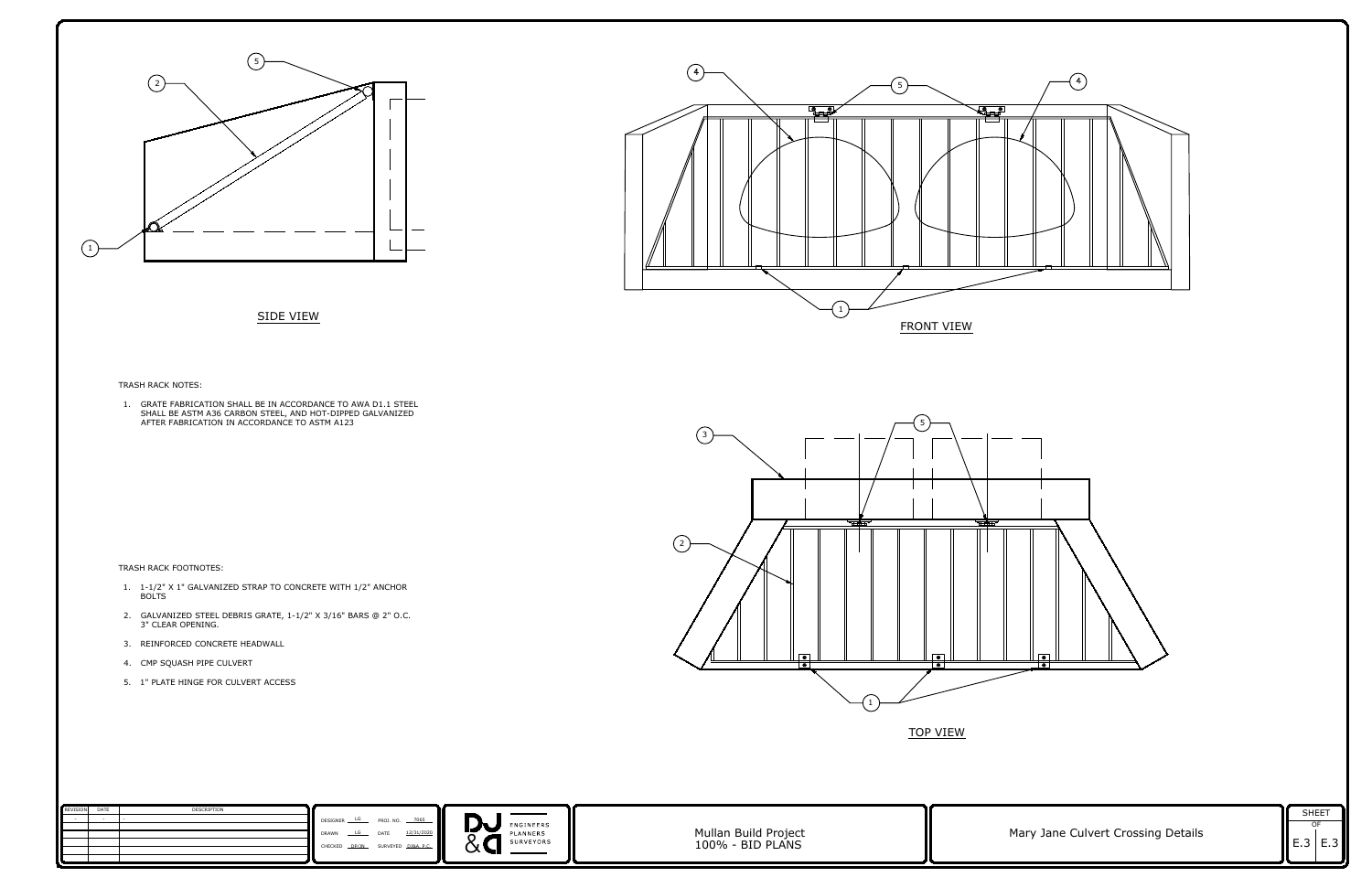SIDE VIEW

FRONT VIEW

TOP VIEW

TRASH RACK NOTES:

1. GRATE FABRICATION SHALL BE IN ACCORDANCE TO AWA D1.1 STEEL SHALL BE ASTM A36 CARBON STEEL, AND HOT-DIPPED GALVANIZED AFTER FABRICATION IN ACCORDANCE TO ASTM A123

TRASH RACK FOOTNOTES:

1. 1-1/2" X 1" GALVANIZED STRAP TO CONCRETE WITH 1/2" ANCHOR BOLTS
2. GALVANIZED STEEL DEBRIS GRATE, 1-1/2" X 3/16" BARS @ 2" O.C. 3" CLEAR OPENING.
3. REINFORCED CONCRETE HEADWALL
4. CMP SQUASH PIPE CULVERT
5. 1" PLATE HINGE FOR CULVERT ACCESS

| REVISION | DATE | DESCRIPTION |
|---|---|---|
| - | - | - |

DESIGNER: LG PROJ. NO.: 7065
DRAWN: LG DATE: 12/31/2020
CHECKED: DP/JN SURVEYED: DJ&A, P.C.

DJ&A ENGINEERS PLANNERS SURVEYORS

Mullan Build Project
100% - BID PLANS

Mary Jane Culvert Crossing Details

SHEET E.3 OF E.3